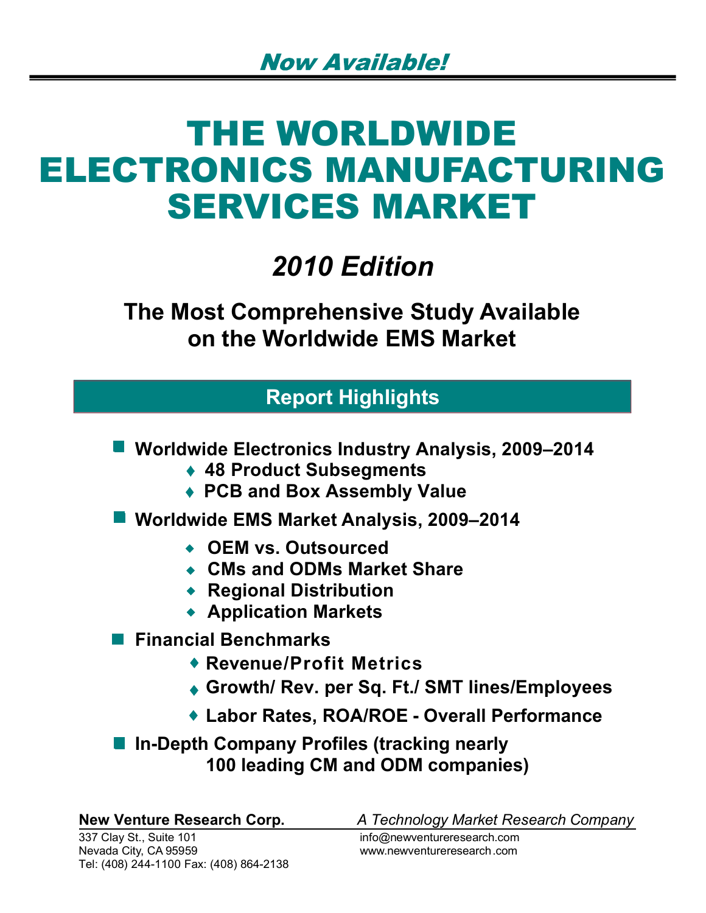*Now Available!*

# THE WORLDWIDE ELECTRONICS MANUFACTURING SERVICES MARKET

## *2010 Edition*

### The Most Comprehensive Study Available on the Worldwide EMS Market

## Report Highlights

- **Worldwide Electronics Industry Analysis, 2009–2014**
  - **48 Product Subsegments**
  - **PCB and Box Assembly Value**
- **Worldwide EMS Market Analysis, 2009–2014**
  - **OEM vs. Outsourced**
  - **CMs and ODMs Market Share**
  - **Regional Distribution**
  - **Application Markets**
- **Financial Benchmarks**
  - **Revenue/Profit Metrics**
  - **Growth/ Rev. per Sq. Ft./ SMT lines/Employees**
  - **Labor Rates, ROA/ROE - Overall Performance**
- **In-Depth Company Profiles (tracking nearly 100 leading CM and ODM companies)**

**New Venture Research Corp.** *A Technology Market Research Company*

337 Clay St., Suite 101
Nevada City, CA 95959
Tel: (408) 244-1100 Fax: (408) 864-2138

info@newventureresearch.com
www.newventureresearch.com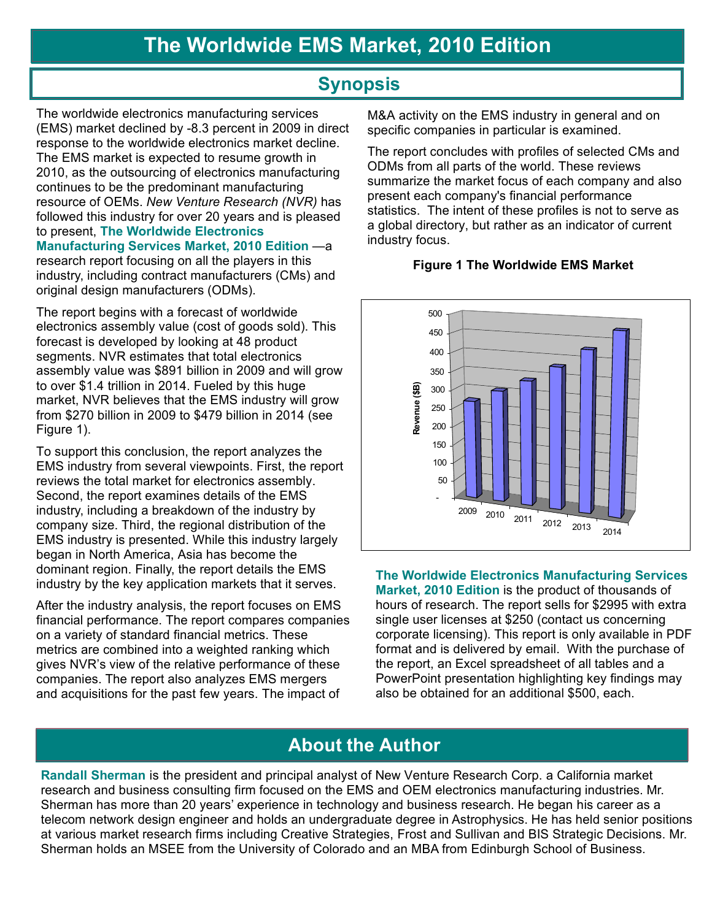# The Worldwide EMS Market, 2010 Edition

## Synopsis

The worldwide electronics manufacturing services (EMS) market declined by -8.3 percent in 2009 in direct response to the worldwide electronics market decline. The EMS market is expected to resume growth in 2010, as the outsourcing of electronics manufacturing continues to be the predominant manufacturing resource of OEMs. *New Venture Research (NVR)* has followed this industry for over 20 years and is pleased to present, **The Worldwide Electronics Manufacturing Services Market, 2010 Edition** —a research report focusing on all the players in this industry, including contract manufacturers (CMs) and original design manufacturers (ODMs).

The report begins with a forecast of worldwide electronics assembly value (cost of goods sold). This forecast is developed by looking at 48 product segments. NVR estimates that total electronics assembly value was $891 billion in 2009 and will grow to over $1.4 trillion in 2014. Fueled by this huge market, NVR believes that the EMS industry will grow from $270 billion in 2009 to $479 billion in 2014 (see Figure 1).

To support this conclusion, the report analyzes the EMS industry from several viewpoints. First, the report reviews the total market for electronics assembly. Second, the report examines details of the EMS industry, including a breakdown of the industry by company size. Third, the regional distribution of the EMS industry is presented. While this industry largely began in North America, Asia has become the dominant region. Finally, the report details the EMS industry by the key application markets that it serves.

After the industry analysis, the report focuses on EMS financial performance. The report compares companies on a variety of standard financial metrics. These metrics are combined into a weighted ranking which gives NVR's view of the relative performance of these companies. The report also analyzes EMS mergers and acquisitions for the past few years. The impact of M&A activity on the EMS industry in general and on specific companies in particular is examined.

The report concludes with profiles of selected CMs and ODMs from all parts of the world. These reviews summarize the market focus of each company and also present each company's financial performance statistics. The intent of these profiles is not to serve as a global directory, but rather as an indicator of current industry focus.

**Figure 1 The Worldwide EMS Market**

**The Worldwide Electronics Manufacturing Services Market, 2010 Edition** is the product of thousands of hours of research. The report sells for $2995 with extra single user licenses at $250 (contact us concerning corporate licensing). This report is only available in PDF format and is delivered by email. With the purchase of the report, an Excel spreadsheet of all tables and a PowerPoint presentation highlighting key findings may also be obtained for an additional $500, each.

## About the Author

**Randall Sherman** is the president and principal analyst of New Venture Research Corp. a California market research and business consulting firm focused on the EMS and OEM electronics manufacturing industries. Mr. Sherman has more than 20 years' experience in technology and business research. He began his career as a telecom network design engineer and holds an undergraduate degree in Astrophysics. He has held senior positions at various market research firms including Creative Strategies, Frost and Sullivan and BIS Strategic Decisions. Mr. Sherman holds an MSEE from the University of Colorado and an MBA from Edinburgh School of Business.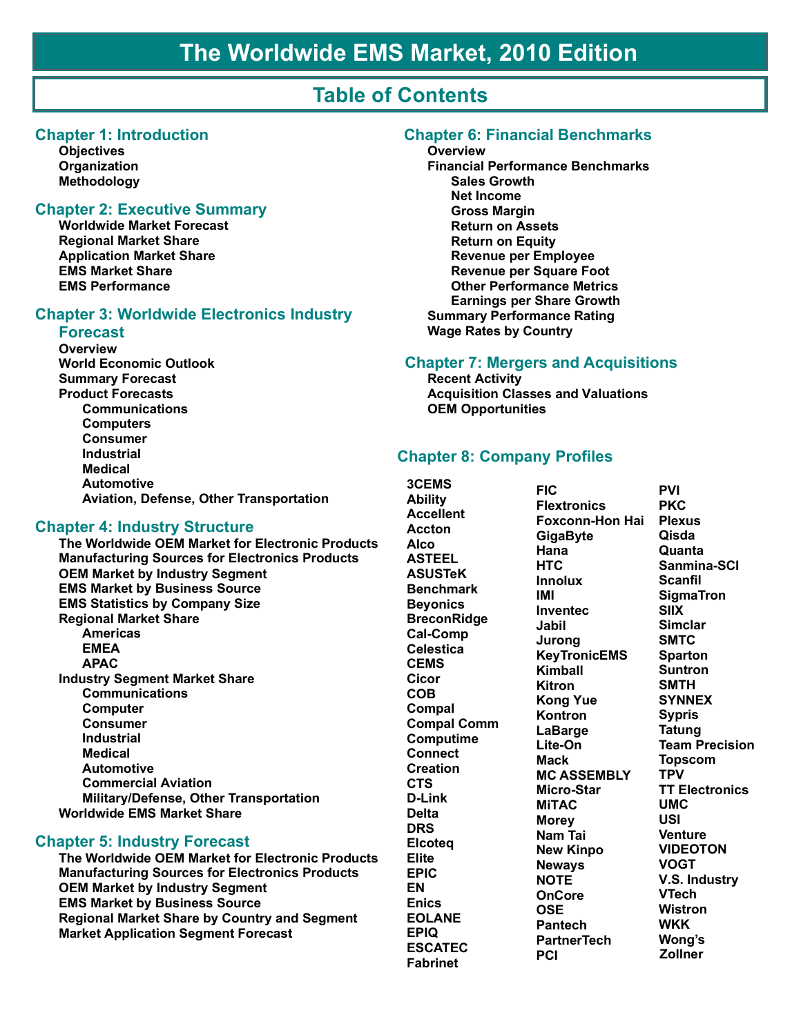# The Worldwide EMS Market, 2010 Edition

## Table of Contents

### Chapter 1: Introduction

- Objectives
- Organization
- Methodology

### Chapter 2: Executive Summary

- Worldwide Market Forecast
- Regional Market Share
- Application Market Share
- EMS Market Share
- EMS Performance

### Chapter 3: Worldwide Electronics Industry Forecast

- Overview
- World Economic Outlook
- Summary Forecast
- Product Forecasts
  - Communications
  - Computers
  - Consumer
  - Industrial
  - Medical
  - Automotive
  - Aviation, Defense, Other Transportation

### Chapter 4: Industry Structure

- The Worldwide OEM Market for Electronic Products
- Manufacturing Sources for Electronics Products
- OEM Market by Industry Segment
- EMS Market by Business Source
- EMS Statistics by Company Size
- Regional Market Share
  - Americas
  - EMEA
  - APAC
- Industry Segment Market Share
  - Communications
  - Computer
  - Consumer
  - Industrial
  - Medical
  - Automotive
  - Commercial Aviation
  - Military/Defense, Other Transportation
- Worldwide EMS Market Share

### Chapter 5: Industry Forecast

- The Worldwide OEM Market for Electronic Products
- Manufacturing Sources for Electronics Products
- OEM Market by Industry Segment
- EMS Market by Business Source
- Regional Market Share by Country and Segment
- Market Application Segment Forecast

### Chapter 6: Financial Benchmarks

- Overview
- Financial Performance Benchmarks
  - Sales Growth
  - Net Income
  - Gross Margin
  - Return on Assets
  - Return on Equity
  - Revenue per Employee
  - Revenue per Square Foot
  - Other Performance Metrics
  - Earnings per Share Growth
- Summary Performance Rating
- Wage Rates by Country

### Chapter 7: Mergers and Acquisitions

- Recent Activity
- Acquisition Classes and Valuations
- OEM Opportunities

### Chapter 8: Company Profiles

- 3CEMS
- Ability
- Accellent
- Accton
- Alco
- ASTEEL
- ASUSTeK
- Benchmark
- Beyonics
- BreconRidge
- Cal-Comp
- Celestica
- CEMS
- Cicor
- COB
- Compal
- Compal Comm
- Computime
- Connect
- Creation
- CTS
- D-Link
- Delta
- DRS
- Elcoteq
- Elite
- EPIC
- EN
- Enics
- EOLANE
- EPIQ
- ESCATEC
- Fabrinet
- FIC
- Flextronics
- Foxconn-Hon Hai
- GigaByte
- Hana
- HTC
- Innolux
- IMI
- Inventec
- Jabil
- Jurong
- KeyTronicEMS
- Kimball
- Kitron
- Kong Yue
- Kontron
- LaBarge
- Lite-On
- Mack
- MC ASSEMBLY
- Micro-Star
- MiTAC
- Morey
- Nam Tai
- New Kinpo
- Neways
- NOTE
- OnCore
- OSE
- Pantech
- PartnerTech
- PCI
- PVI
- PKC
- Plexus
- Qisda
- Quanta
- Sanmina-SCI
- Scanfil
- SigmaTron
- SIIX
- Simclar
- SMTC
- Sparton
- Suntron
- SMTH
- SYNNEX
- Sypris
- Tatung
- Team Precision
- Topscom
- TPV
- TT Electronics
- UMC
- USI
- Venture
- VIDEOTON
- VOGT
- V.S. Industry
- VTech
- Wistron
- WKK
- Wong's
- Zollner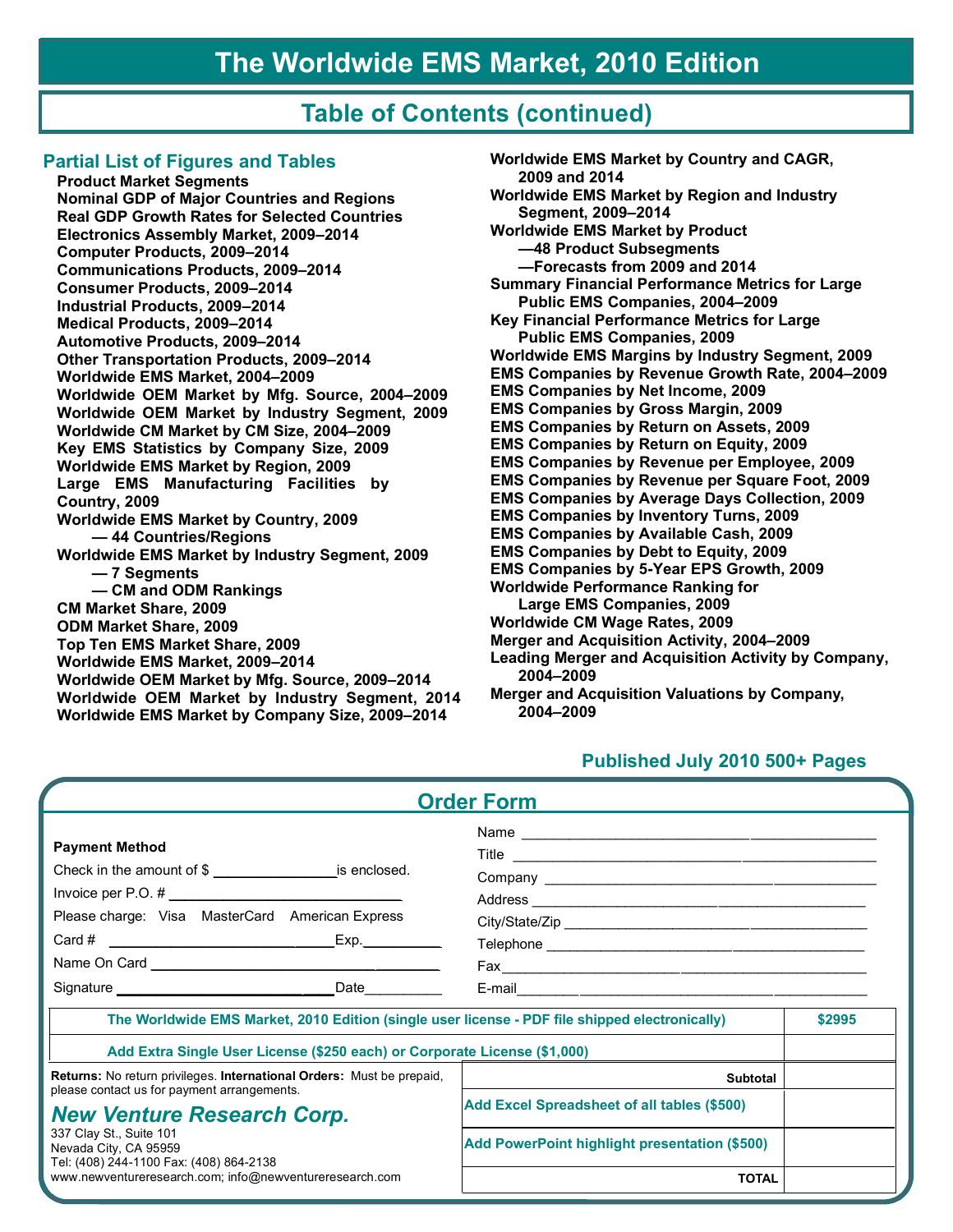# The Worldwide EMS Market, 2010 Edition

## Table of Contents (continued)

### Partial List of Figures and Tables

- Product Market Segments
- Nominal GDP of Major Countries and Regions
- Real GDP Growth Rates for Selected Countries
- Electronics Assembly Market, 2009–2014
- Computer Products, 2009–2014
- Communications Products, 2009–2014
- Consumer Products, 2009–2014
- Industrial Products, 2009–2014
- Medical Products, 2009–2014
- Automotive Products, 2009–2014
- Other Transportation Products, 2009–2014
- Worldwide EMS Market, 2004–2009
- Worldwide OEM Market by Mfg. Source, 2004–2009
- Worldwide OEM Market by Industry Segment, 2009
- Worldwide CM Market by CM Size, 2004–2009
- Key EMS Statistics by Company Size, 2009
- Worldwide EMS Market by Region, 2009
- Large EMS Manufacturing Facilities by Country, 2009
- Worldwide EMS Market by Country, 2009
  - — 44 Countries/Regions
- Worldwide EMS Market by Industry Segment, 2009
  - — 7 Segments
  - — CM and ODM Rankings
- CM Market Share, 2009
- ODM Market Share, 2009
- Top Ten EMS Market Share, 2009
- Worldwide EMS Market, 2009–2014
- Worldwide OEM Market by Mfg. Source, 2009–2014
- Worldwide OEM Market by Industry Segment, 2014
- Worldwide EMS Market by Company Size, 2009–2014
- Worldwide EMS Market by Country and CAGR, 2009 and 2014
- Worldwide EMS Market by Region and Industry Segment, 2009–2014
- Worldwide EMS Market by Product
  - —48 Product Subsegments
  - —Forecasts from 2009 and 2014
- Summary Financial Performance Metrics for Large Public EMS Companies, 2004–2009
- Key Financial Performance Metrics for Large Public EMS Companies, 2009
- Worldwide EMS Margins by Industry Segment, 2009
- EMS Companies by Revenue Growth Rate, 2004–2009
- EMS Companies by Net Income, 2009
- EMS Companies by Gross Margin, 2009
- EMS Companies by Return on Assets, 2009
- EMS Companies by Return on Equity, 2009
- EMS Companies by Revenue per Employee, 2009
- EMS Companies by Revenue per Square Foot, 2009
- EMS Companies by Average Days Collection, 2009
- EMS Companies by Inventory Turns, 2009
- EMS Companies by Available Cash, 2009
- EMS Companies by Debt to Equity, 2009
- EMS Companies by 5-Year EPS Growth, 2009
- Worldwide Performance Ranking for Large EMS Companies, 2009
- Worldwide CM Wage Rates, 2009
- Merger and Acquisition Activity, 2004–2009
- Leading Merger and Acquisition Activity by Company, 2004–2009
- Merger and Acquisition Valuations by Company, 2004–2009

**Published July 2010 500+ Pages**

## Order Form

**Payment Method**

Check in the amount of $ _______________ is enclosed.

Invoice per P.O. # ____________________________

Please charge: Visa MasterCard American Express

Card # ___________________________ Exp. __________

Name On Card ___________________________________

Signature ___________________________ Date __________

Name ___________________________________________

Title ____________________________________________

Company ________________________________________

Address _________________________________________

City/State/Zip ____________________________________

Telephone _______________________________________

Fax _____________________________________________

E-mail ___________________________________________

| | |
|---|---|
| The Worldwide EMS Market, 2010 Edition (single user license - PDF file shipped electronically) | $2995 |
| Add Extra Single User License ($250 each) or Corporate License ($1,000) | |
| Subtotal | |
| Add Excel Spreadsheet of all tables ($500) | |
| Add PowerPoint highlight presentation ($500) | |
| TOTAL | |

**Returns:** No return privileges. **International Orders:** Must be prepaid, please contact us for payment arrangements.

***New Venture Research Corp.***

337 Clay St., Suite 101
Nevada City, CA 95959
Tel: (408) 244-1100 Fax: (408) 864-2138
www.newventureresearch.com; info@newventureresearch.com